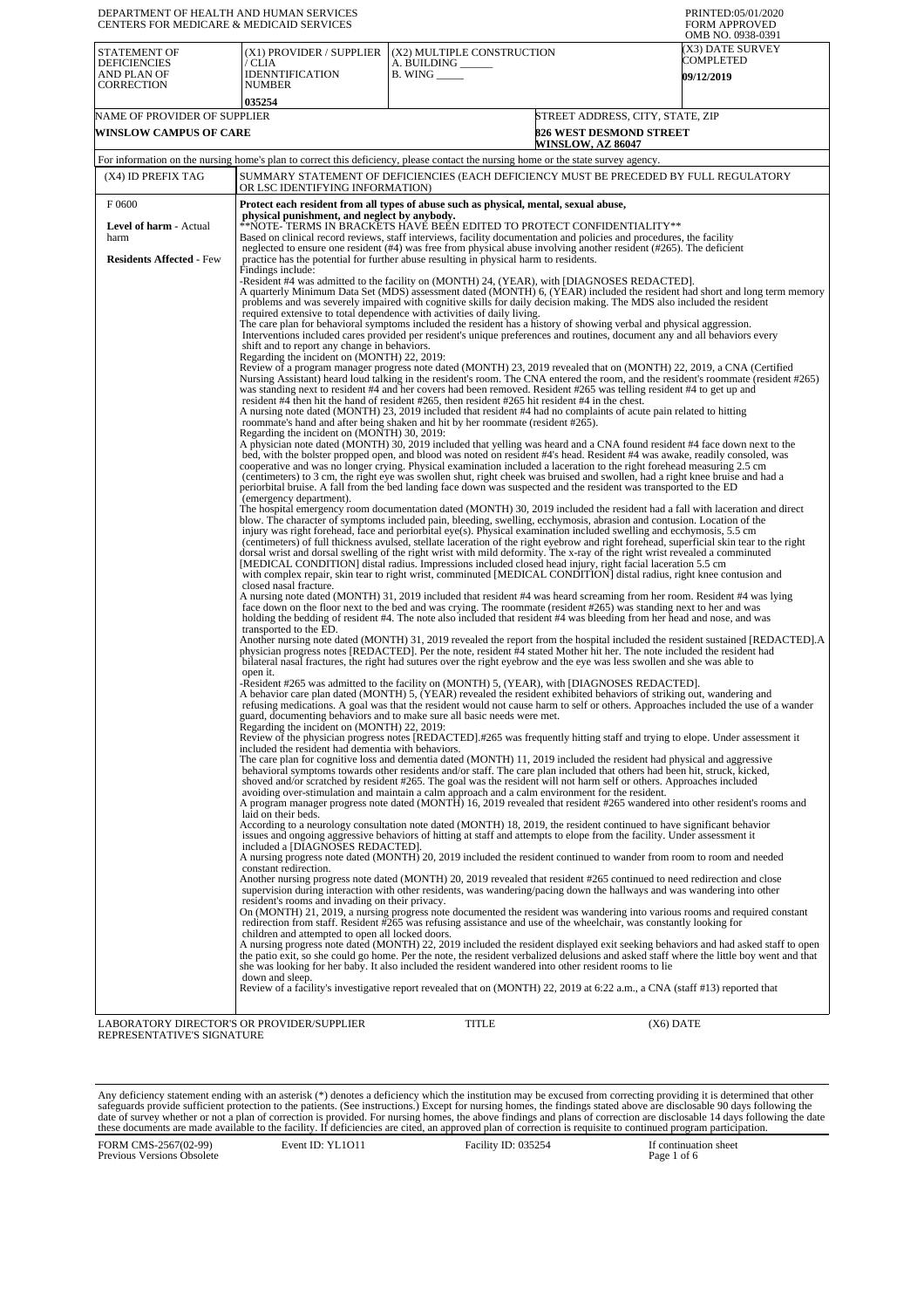DEPARTMENT OF HEALTH AND HUMAN SERVICES
CENTERS FOR MEDICARE & MEDICAID SERVICES

PRINTED:05/01/2020
FORM APPROVED
OMB NO. 0938-0391

| STATEMENT OF DEFICIENCIES AND PLAN OF CORRECTION | (X1) PROVIDER / SUPPLIER / CLIA IDENNTIFICATION NUMBER | (X2) MULTIPLE CONSTRUCTION | (X3) DATE SURVEY COMPLETED |
|---|---|---|---|
| | 035254 | A. BUILDING ______ B. WING _____ | 09/12/2019 |

| NAME OF PROVIDER OF SUPPLIER | STREET ADDRESS, CITY, STATE, ZIP |
|---|---|
| WINSLOW CAMPUS OF CARE | 826 WEST DESMOND STREET WINSLOW, AZ 86047 |

For information on the nursing home's plan to correct this deficiency, please contact the nursing home or the state survey agency.

| (X4) ID PREFIX TAG | SUMMARY STATEMENT OF DEFICIENCIES (EACH DEFICIENCY MUST BE PRECEDED BY FULL REGULATORY OR LSC IDENTIFYING INFORMATION) |
|---|---|
| F 0600<br><br>**Level of harm** - Actual harm<br><br>**Residents Affected** - Few | **Protect each resident from all types of abuse such as physical, mental, sexual abuse, physical punishment, and neglect by anybody.**<br>**NOTE- TERMS IN BRACKETS HAVE BEEN EDITED TO PROTECT CONFIDENTIALITY**<br>Based on clinical record reviews, staff interviews, facility documentation and policies and procedures, the facility neglected to ensure one resident (#4) was free from physical abuse involving another resident (#265). The deficient practice has the potential for further abuse resulting in physical harm to residents.<br>Findings include:<br>-Resident #4 was admitted to the facility on (MONTH) 24, (YEAR), with [DIAGNOSES REDACTED].<br>A quarterly Minimum Data Set (MDS) assessment dated (MONTH) 6, (YEAR) included the resident had short and long term memory problems and was severely impaired with cognitive skills for daily decision making. The MDS also included the resident required extensive to total dependence with activities of daily living.<br>The care plan for behavioral symptoms included the resident has a history of showing verbal and physical aggression. Interventions included cares provided per resident's unique preferences and routines, document any and all behaviors every shift and to report any change in behaviors.<br>Regarding the incident on (MONTH) 22, 2019:<br>Review of a program manager progress note dated (MONTH) 23, 2019 revealed that on (MONTH) 22, 2019, a CNA (Certified Nursing Assistant) heard loud talking in the resident's room. The CNA entered the room, and the resident's roommate (resident #265) was standing next to resident #4 and her covers had been removed. Resident #265 was telling resident #4 to get up and resident #4 then hit the hand of resident #265, then resident #265 hit resident #4 in the chest.<br>A nursing note dated (MONTH) 23, 2019 included that resident #4 had no complaints of acute pain related to hitting roommate's hand and after being shaken and hit by her roommate (resident #265).<br>Regarding the incident on (MONTH) 30, 2019:<br>A physician note dated (MONTH) 30, 2019 included that yelling was heard and a CNA found resident #4 face down next to the bed, with the bolster propped open, and blood was noted on resident #4's head. Resident #4 was awake, readily consoled, was cooperative and was no longer crying. Physical examination included a laceration to the right forehead measuring 2.5 cm (centimeters) to 3 cm, the right eye was swollen shut, right cheek was bruised and swollen, had a right knee bruise and had a periorbital bruise. A fall from the bed landing face down was suspected and the resident was transported to the ED (emergency department).<br>The hospital emergency room documentation dated (MONTH) 30, 2019 included the resident had a fall with laceration and direct blow. The character of symptoms included pain, bleeding, swelling, ecchymosis, abrasion and contusion. Location of the injury was right forehead, face and periorbital eye(s). Physical examination included swelling and ecchymosis, 5.5 cm (centimeters) of full thickness avulsed, stellate laceration of the right eyebrow and right forehead, superficial skin tear to the right dorsal wrist and dorsal swelling of the right wrist with mild deformity. The x-ray of the right wrist revealed a comminuted [MEDICAL CONDITION] distal radius. Impressions included closed head injury, right facial laceration 5.5 cm with complex repair, skin tear to right wrist, comminuted [MEDICAL CONDITION] distal radius, right knee contusion and closed nasal fracture.<br>A nursing note dated (MONTH) 31, 2019 included that resident #4 was heard screaming from her room. Resident #4 was lying face down on the floor next to the bed and was crying. The roommate (resident #265) was standing next to her and was holding the bedding of resident #4. The note also included that resident #4 was bleeding from her head and nose, and was transported to the ED.<br>Another nursing note dated (MONTH) 31, 2019 revealed the report from the hospital included the resident sustained [REDACTED].A physician progress notes [REDACTED]. Per the note, resident #4 stated Mother hit her. The note included the resident had bilateral nasal fractures, the right had sutures over the right eyebrow and the eye was less swollen and she was able to open it.<br>-Resident #265 was admitted to the facility on (MONTH) 5, (YEAR), with [DIAGNOSES REDACTED].<br>A behavior care plan dated (MONTH) 5, (YEAR) revealed the resident exhibited behaviors of striking out, wandering and refusing medications. A goal was that the resident would not cause harm to self or others. Approaches included the use of a wander guard, documenting behaviors and to make sure all basic needs were met.<br>Regarding the incident on (MONTH) 22, 2019:<br>Review of the physician progress notes [REDACTED].#265 was frequently hitting staff and trying to elope. Under assessment it included the resident had dementia with behaviors.<br>The care plan for cognitive loss and dementia dated (MONTH) 11, 2019 included the resident had physical and aggressive behavioral symptoms towards other residents and/or staff. The care plan included that others had been hit, struck, kicked, shoved and/or scratched by resident #265. The goal was the resident will not harm self or others. Approaches included avoiding over-stimulation and maintain a calm approach and a calm environment for the resident.<br>A program manager progress note dated (MONTH) 16, 2019 revealed that resident #265 wandered into other resident's rooms and laid on their beds.<br>According to a neurology consultation note dated (MONTH) 18, 2019, the resident continued to have significant behavior issues and ongoing aggressive behaviors of hitting at staff and attempts to elope from the facility. Under assessment it included a [DIAGNOSES REDACTED].<br>A nursing progress note dated (MONTH) 20, 2019 included the resident continued to wander from room to room and needed constant redirection.<br>Another nursing progress note dated (MONTH) 20, 2019 revealed that resident #265 continued to need redirection and close supervision during interaction with other residents, was wandering/pacing down the hallways and was wandering into other resident's rooms and invading on their privacy.<br>On (MONTH) 21, 2019, a nursing progress note documented the resident was wandering into various rooms and required constant redirection from staff. Resident #265 was refusing assistance and use of the wheelchair, was constantly looking for children and attempted to open all locked doors.<br>A nursing progress note dated (MONTH) 22, 2019 included the resident displayed exit seeking behaviors and had asked staff to open the patio exit, so she could go home. Per the note, the resident verbalized delusions and asked staff where the little boy went and that she was looking for her baby. It also included the resident wandered into other resident rooms to lie down and sleep.<br>Review of a facility's investigative report revealed that on (MONTH) 22, 2019 at 6:22 a.m., a CNA (staff #13) reported that |

LABORATORY DIRECTOR'S OR PROVIDER/SUPPLIER REPRESENTATIVE'S SIGNATURE | TITLE | (X6) DATE

Any deficiency statement ending with an asterisk (*) denotes a deficiency which the institution may be excused from correcting providing it is determined that other safeguards provide sufficient protection to the patients. (See instructions.) Except for nursing homes, the findings stated above are disclosable 90 days following the date of survey whether or not a plan of correction is provided. For nursing homes, the above findings and plans of correction are disclosable 14 days following the date these documents are made available to the facility. If deficiencies are cited, an approved plan of correction is requisite to continued program participation.

FORM CMS-2567(02-99) Previous Versions Obsolete | Event ID: YL1O11 | Facility ID: 035254 | If continuation sheet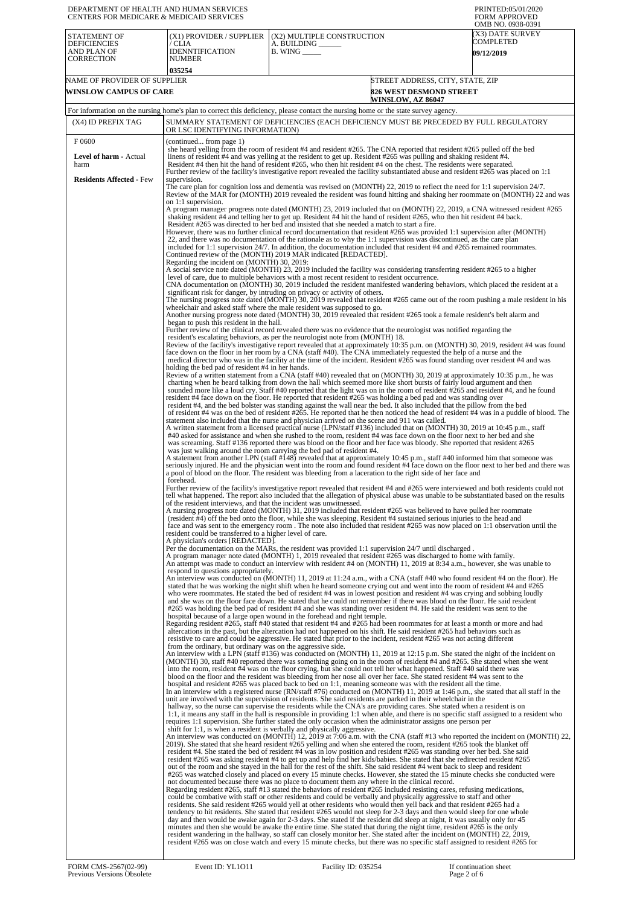DEPARTMENT OF HEALTH AND HUMAN SERVICES
CENTERS FOR MEDICARE & MEDICAID SERVICES

PRINTED:05/01/2020
FORM APPROVED
OMB NO. 0938-0391

| STATEMENT OF DEFICIENCIES AND PLAN OF CORRECTION | (X1) PROVIDER / SUPPLIER / CLIA IDENNTIFICATION NUMBER | (X2) MULTIPLE CONSTRUCTION A. BUILDING ______ B. WING _____ | (X3) DATE SURVEY COMPLETED |
|---|---|---|---|
| | 035254 | | 09/12/2019 |

| NAME OF PROVIDER OF SUPPLIER | STREET ADDRESS, CITY, STATE, ZIP |
|---|---|
| WINSLOW CAMPUS OF CARE | 826 WEST DESMOND STREET WINSLOW, AZ 86047 |

For information on the nursing home's plan to correct this deficiency, please contact the nursing home or the state survey agency.

| (X4) ID PREFIX TAG | SUMMARY STATEMENT OF DEFICIENCIES (EACH DEFICIENCY MUST BE PRECEDED BY FULL REGULATORY OR LSC IDENTIFYING INFORMATION) |
|---|---|
| F 0600 **Level of harm** - Actual harm **Residents Affected** - Few | (continued... from page 1) she heard yelling from the room of resident #4 and resident #265. The CNA reported that resident #265 pulled off the bed linens of resident #4 and was yelling at the resident to get up. Resident #265 was pulling and shaking resident #4. Resident #4 then hit the hand of resident #265, who then hit resident #4 on the chest. The residents were separated. Further review of the facility's investigative report revealed the facility substantiated abuse and resident #265 was placed on 1:1 supervision. The care plan for cognition loss and dementia was revised on (MONTH) 22, 2019 to reflect the need for 1:1 supervision 24/7. Review of the MAR for (MONTH) 2019 revealed the resident was found hitting and shaking her roommate on (MONTH) 22 and was on 1:1 supervision. A program manager progress note dated (MONTH) 23, 2019 included that on (MONTH) 22, 2019, a CNA witnessed resident #265 shaking resident #4 and telling her to get up. Resident #4 hit the hand of resident #265, who then hit resident #4 back. Resident #265 was directed to her bed and insisted that she needed a match to start a fire. However, there was no further clinical record documentation that resident #265 was provided 1:1 supervision after (MONTH) 22, and there was no documentation of the rationale as to why the 1:1 supervision was discontinued, as the care plan included for 1:1 supervision 24/7. In addition, the documentation included that resident #4 and #265 remained roommates. Continued review of the (MONTH) 2019 MAR indicated [REDACTED]. Regarding the incident on (MONTH) 30, 2019: A social service note dated (MONTH) 23, 2019 included the facility was considering transferring resident #265 to a higher level of care, due to multiple behaviors with a most recent resident to resident occurrence. CNA documentation on (MONTH) 30, 2019 included the resident manifested wandering behaviors, which placed the resident at a significant risk for danger, by intruding on privacy or activity of others. The nursing progress note dated (MONTH) 30, 2019 revealed that resident #265 came out of the room pushing a male resident in his wheelchair and asked staff where the male resident was supposed to go. Another nursing progress note dated (MONTH) 30, 2019 revealed that resident #265 took a female resident's belt alarm and began to push this resident in the hall. Further review of the clinical record revealed there was no evidence that the neurologist was notified regarding the resident's escalating behaviors, as per the neurologist note from (MONTH) 18. Review of the facility's investigative report revealed that at approximately 10:35 p.m. on (MONTH) 30, 2019, resident #4 was found face down on the floor in her room by a CNA (staff #40). The CNA immediately requested the help of a nurse and the medical director who was in the facility at the time of the incident. Resident #265 was found standing over resident #4 and was holding the bed pad of resident #4 in her hands. Review of a written statement from a CNA (staff #40) revealed that on (MONTH) 30, 2019 at approximately 10:35 p.m., he was charting when he heard talking from down the hall which seemed more like short bursts of fairly loud argument and then sounded more like a loud cry. Staff #40 reported that the light was on in the room of resident #265 and resident #4, and he found resident #4 face down on the floor. He reported that resident #265 was holding a bed pad and was standing over resident #4, and the bed bolster was standing against the wall near the bed. It also included that the pillow from the bed of resident #4 was on the bed of resident #265. He reported that he then noticed the head of resident #4 was in a puddle of blood. The statement also included that the nurse and physician arrived on the scene and 911 was called. A written statement from a licensed practical nurse (LPN/staff #136) included that on (MONTH) 30, 2019 at 10:45 p.m., staff #40 asked for assistance and when she rushed to the room, resident #4 was face down on the floor next to her bed and she was screaming. Staff #136 reported there was blood on the floor and her face was bloody. She reported that resident #265 was just walking around the room carrying the bed pad of resident #4. A statement from another LPN (staff #148) revealed that at approximately 10:45 p.m., staff #40 informed him that someone was seriously injured. He and the physician went into the room and found resident #4 face down on the floor next to her bed and there was a pool of blood on the floor. The resident was bleeding from a laceration to the right side of her face and forehead. Further review of the facility's investigative report revealed that resident #4 and #265 were interviewed and both residents could not tell what happened. The report also included that the allegation of physical abuse was unable to be substantiated based on the results of the resident interviews, and that the incident was unwitnessed. A nursing progress note dated (MONTH) 31, 2019 included that resident #265 was believed to have pulled her roommate (resident #4) off the bed onto the floor, while she was sleeping. Resident #4 sustained serious injuries to the head and face and was sent to the emergency room . The note also included that resident #265 was now placed on 1:1 observation until the resident could be transferred to a higher level of care. A physician's orders [REDACTED]. Per the documentation on the MARs, the resident was provided 1:1 supervision 24/7 until discharged . A program manager note dated (MONTH) 1, 2019 revealed that resident #265 was discharged to home with family. An attempt was made to conduct an interview with resident #4 on (MONTH) 11, 2019 at 8:34 a.m., however, she was unable to respond to questions appropriately. An interview was conducted on (MONTH) 11, 2019 at 11:24 a.m., with a CNA (staff #40 who found resident #4 on the floor). He stated that he was working the night shift when he heard someone crying out and went into the room of resident #4 and #265 who were roommates. He stated the bed of resident #4 was in lowest position and resident #4 was crying and sobbing loudly and she was on the floor face down. He stated that he could not remember if there was blood on the floor. He said resident #265 was holding the bed pad of resident #4 and she was standing over resident #4. He said the resident was sent to the hospital because of a large open wound in the forehead and right temple. Regarding resident #265, staff #40 stated that resident #4 and #265 had been roommates for at least a month or more and had altercations in the past, but the altercation had not happened on his shift. He said resident #265 had behaviors such as resistive to care and could be aggressive. He stated that prior to the incident, resident #265 was not acting different from the ordinary, but ordinary was on the aggressive side. An interview with a LPN (staff #136) was conducted on (MONTH) 11, 2019 at 12:15 p.m. She stated the night of the incident on (MONTH) 30, staff #40 reported there was something going on in the room of resident #4 and #265. She stated when she went into the room, resident #4 was on the floor crying, but she could not tell her what happened. Staff #40 said there was blood on the floor and the resident was bleeding from her nose all over her face. She stated resident #4 was sent to the hospital and resident #265 was placed back to bed on 1:1, meaning someone was with the resident all the time. In an interview with a registered nurse (RN/staff #76) conducted on (MONTH) 11, 2019 at 1:46 p.m., she stated that all staff in the unit are involved with the supervision of residents. She said residents are parked in their wheelchair in the hallway, so the nurse can supervise the residents while the CNA's are providing cares. She stated when a resident is on 1:1, it means any staff in the hall is responsible in providing 1:1 when able, and there is no specific staff assigned to a resident who requires 1:1 supervision. She further stated the only occasion when the administrator assigns one person per shift for 1:1, is when a resident is verbally and physically aggressive. An interview was conducted on (MONTH) 12, 2019 at 7:06 a.m. with the CNA (staff #13 who reported the incident on (MONTH) 22, 2019). She stated that she heard resident #265 yelling and when she entered the room, resident #265 took the blanket off resident #4. She stated the bed of resident #4 was in low position and resident #265 was standing over her bed. She said resident #265 was asking resident #4 to get up and help find her kids/babies. She stated that she redirected resident #265 out of the room and she stayed in the hall for the rest of the shift. She said resident #4 went back to sleep and resident #265 was watched closely and placed on every 15 minute checks. However, she stated the 15 minute checks she conducted were not documented because there was no place to document them anywhere in the clinical record. Regarding resident #265, staff #13 stated the behaviors of resident #265 included resisting cares, refusing medications, could be combative with staff or other residents and could be verbally and physically aggressive to staff and other residents. She said resident #265 would yell at other residents who would then yell back and that resident #265 had a tendency to hit residents. She stated that resident #265 would not sleep for 2-3 days and then would sleep for one whole day and then would be awake again for 2-3 days. She stated if the resident did sleep at night, it was usually only for 45 minutes and then she would be awake the entire time. She stated that during the night time, resident #265 is the only resident wandering in the hallway, so staff can closely monitor her. She stated after the incident on (MONTH) 22, 2019, resident #265 was on close watch and every 15 minute checks, but there was no specific staff assigned to resident #265 for |

FORM CMS-2567(02-99) Previous Versions Obsolete | Event ID: YL1O11 | Facility ID: 035254 | If continuation sheet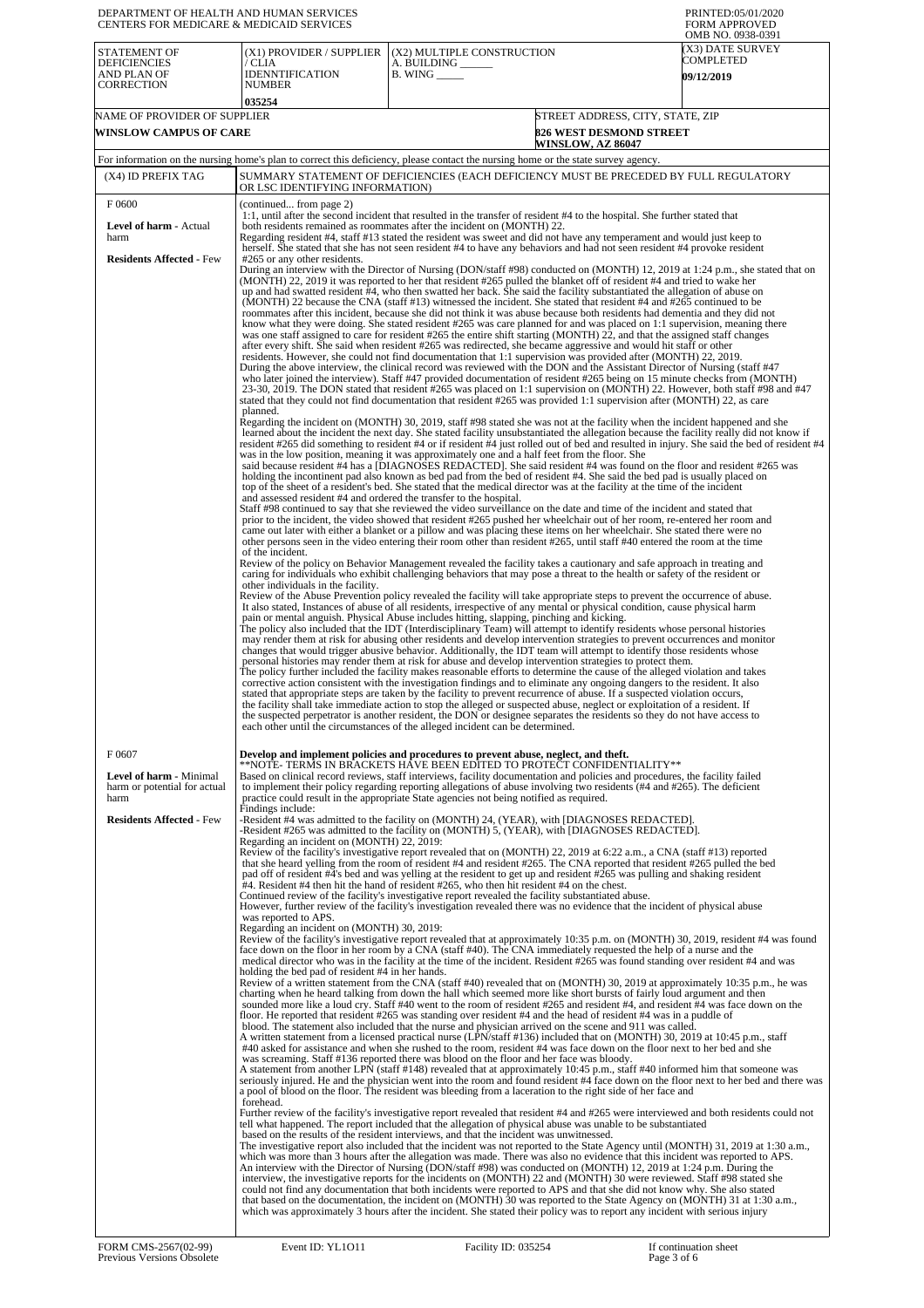DEPARTMENT OF HEALTH AND HUMAN SERVICES
CENTERS FOR MEDICARE & MEDICAID SERVICES

PRINTED:05/01/2020
FORM APPROVED
OMB NO. 0938-0391

| STATEMENT OF DEFICIENCIES AND PLAN OF CORRECTION | (X1) PROVIDER / SUPPLIER / CLIA IDENNTIFICATION NUMBER | (X2) MULTIPLE CONSTRUCTION A. BUILDING ______ B. WING _____ | (X3) DATE SURVEY COMPLETED |
|---|---|---|---|
| | 035254 | | 09/12/2019 |

| NAME OF PROVIDER OF SUPPLIER | STREET ADDRESS, CITY, STATE, ZIP |
|---|---|
| WINSLOW CAMPUS OF CARE | 826 WEST DESMOND STREET WINSLOW, AZ 86047 |

For information on the nursing home's plan to correct this deficiency, please contact the nursing home or the state survey agency.

| (X4) ID PREFIX TAG | SUMMARY STATEMENT OF DEFICIENCIES (EACH DEFICIENCY MUST BE PRECEDED BY FULL REGULATORY OR LSC IDENTIFYING INFORMATION) |
|---|---|
| F 0600<br><br>**Level of harm** - Actual harm<br><br>**Residents Affected** - Few | (continued... from page 2)<br>1:1, until after the second incident that resulted in the transfer of resident #4 to the hospital. She further stated that both residents remained as roommates after the incident on (MONTH) 22.<br>Regarding resident #4, staff #13 stated the resident was sweet and did not have any temperament and would just keep to herself. She stated that she has not seen resident #4 to have any behaviors and had not seen resident #4 provoke resident #265 or any other residents.<br>During an interview with the Director of Nursing (DON/staff #98) conducted on (MONTH) 12, 2019 at 1:24 p.m., she stated that on (MONTH) 22, 2019 it was reported to her that resident #265 pulled the blanket off of resident #4 and tried to wake her up and had swatted resident #4, who then swatted her back. She said the facility substantiated the allegation of abuse on (MONTH) 22 because the CNA (staff #13) witnessed the incident. She stated that resident #4 and #265 continued to be roommates after this incident, because she did not think it was abuse because both residents had dementia and they did not know what they were doing. She stated resident #265 was care planned for and was placed on 1:1 supervision, meaning there was one staff assigned to care for resident #265 the entire shift starting (MONTH) 22, and that the assigned staff changes after every shift. She said when resident #265 was redirected, she became aggressive and would hit staff or other residents. However, she could not find documentation that 1:1 supervision was provided after (MONTH) 22, 2019.<br>During the above interview, the clinical record was reviewed with the DON and the Assistant Director of Nursing (staff #47 who later joined the interview). Staff #47 provided documentation of resident #265 being on 15 minute checks from (MONTH) 23-30, 2019. The DON stated that resident #265 was placed on 1:1 supervision on (MONTH) 22. However, both staff #98 and #47 stated that they could not find documentation that resident #265 was provided 1:1 supervision after (MONTH) 22, as care planned.<br>Regarding the incident on (MONTH) 30, 2019, staff #98 stated she was not at the facility when the incident happened and she learned about the incident the next day. She stated facility unsubstantiated the allegation because the facility really did not know if resident #265 did something to resident #4 or if resident #4 just rolled out of bed and resulted in injury. She said the bed of resident #4 was in the low position, meaning it was approximately one and a half feet from the floor. She said because resident #4 has a [DIAGNOSES REDACTED]. She said resident #4 was found on the floor and resident #265 was holding the incontinent pad also known as bed pad from the bed of resident #4. She said the bed pad is usually placed on top of the sheet of a resident's bed. She stated that the medical director was at the facility at the time of the incident and assessed resident #4 and ordered the transfer to the hospital.<br>Staff #98 continued to say that she reviewed the video surveillance on the date and time of the incident and stated that prior to the incident, the video showed that resident #265 pushed her wheelchair out of her room, re-entered her room and came out later with either a blanket or a pillow and was placing these items on her wheelchair. She stated there were no other persons seen in the video entering their room other than resident #265, until staff #40 entered the room at the time of the incident.<br>Review of the policy on Behavior Management revealed the facility takes a cautionary and safe approach in treating and caring for individuals who exhibit challenging behaviors that may pose a threat to the health or safety of the resident or other individuals in the facility.<br>Review of the Abuse Prevention policy revealed the facility will take appropriate steps to prevent the occurrence of abuse. It also stated, Instances of abuse of all residents, irrespective of any mental or physical condition, cause physical harm pain or mental anguish. Physical Abuse includes hitting, slapping, pinching and kicking.<br>The policy also included that the IDT (Interdisciplinary Team) will attempt to identify residents whose personal histories may render them at risk for abusing other residents and develop intervention strategies to prevent occurrences and monitor changes that would trigger abusive behavior. Additionally, the IDT team will attempt to identify those residents whose personal histories may render them at risk for abuse and develop intervention strategies to protect them.<br>The policy further included the facility makes reasonable efforts to determine the cause of the alleged violation and takes corrective action consistent with the investigation findings and to eliminate any ongoing dangers to the resident. It also stated that appropriate steps are taken by the facility to prevent recurrence of abuse. If a suspected violation occurs, the facility shall take immediate action to stop the alleged or suspected abuse, neglect or exploitation of a resident. If the suspected perpetrator is another resident, the DON or designee separates the residents so they do not have access to each other until the circumstances of the alleged incident can be determined. |
| F 0607<br><br>**Level of harm** - Minimal harm or potential for actual harm<br><br>**Residents Affected** - Few | **Develop and implement policies and procedures to prevent abuse, neglect, and theft.**<br>**NOTE- TERMS IN BRACKETS HAVE BEEN EDITED TO PROTECT CONFIDENTIALITY**<br>Based on clinical record reviews, staff interviews, facility documentation and policies and procedures, the facility failed to implement their policy regarding reporting allegations of abuse involving two residents (#4 and #265). The deficient practice could result in the appropriate State agencies not being notified as required.<br>Findings include:<br>-Resident #4 was admitted to the facility on (MONTH) 24, (YEAR), with [DIAGNOSES REDACTED].<br>-Resident #265 was admitted to the facility on (MONTH) 5, (YEAR), with [DIAGNOSES REDACTED].<br>Regarding an incident on (MONTH) 22, 2019:<br>Review of the facility's investigative report revealed that on (MONTH) 22, 2019 at 6:22 a.m., a CNA (staff #13) reported that she heard yelling from the room of resident #4 and resident #265. The CNA reported that resident #265 pulled the bed pad off of resident #4's bed and was yelling at the resident to get up and resident #265 was pulling and shaking resident #4. Resident #4 then hit the hand of resident #265, who then hit resident #4 on the chest.<br>Continued review of the facility's investigative report revealed the facility substantiated abuse.<br>However, further review of the facility's investigation revealed there was no evidence that the incident of physical abuse was reported to APS.<br>Regarding an incident on (MONTH) 30, 2019:<br>Review of the facility's investigative report revealed that at approximately 10:35 p.m. on (MONTH) 30, 2019, resident #4 was found face down on the floor in her room by a CNA (staff #40). The CNA immediately requested the help of a nurse and the medical director who was in the facility at the time of the incident. Resident #265 was found standing over resident #4 and was holding the bed pad of resident #4 in her hands.<br>Review of a written statement from the CNA (staff #40) revealed that on (MONTH) 30, 2019 at approximately 10:35 p.m., he was charting when he heard talking from down the hall which seemed more like short bursts of fairly loud argument and then sounded more like a loud cry. Staff #40 went to the room of resident #265 and resident #4, and resident #4 was face down on the floor. He reported that resident #265 was standing over resident #4 and the head of resident #4 was in a puddle of blood. The statement also included that the nurse and physician arrived on the scene and 911 was called.<br>A written statement from a licensed practical nurse (LPN/staff #136) included that on (MONTH) 30, 2019 at 10:45 p.m., staff #40 asked for assistance and when she rushed to the room, resident #4 was face down on the floor next to her bed and she was screaming. Staff #136 reported there was blood on the floor and her face was bloody.<br>A statement from another LPN (staff #148) revealed that at approximately 10:45 p.m., staff #40 informed him that someone was seriously injured. He and the physician went into the room and found resident #4 face down on the floor next to her bed and there was a pool of blood on the floor. The resident was bleeding from a laceration to the right side of her face and forehead.<br>Further review of the facility's investigative report revealed that resident #4 and #265 were interviewed and both residents could not tell what happened. The report included that the allegation of physical abuse was unable to be substantiated based on the results of the resident interviews, and that the incident was unwitnessed.<br>The investigative report also included that the incident was not reported to the State Agency until (MONTH) 31, 2019 at 1:30 a.m., which was more than 3 hours after the allegation was made. There was also no evidence that this incident was reported to APS.<br>An interview with the Director of Nursing (DON/staff #98) was conducted on (MONTH) 12, 2019 at 1:24 p.m. During the interview, the investigative reports for the incidents on (MONTH) 22 and (MONTH) 30 were reviewed. Staff #98 stated she could not find any documentation that both incidents were reported to APS and that she did not know why. She also stated that based on the documentation, the incident on (MONTH) 30 was reported to the State Agency on (MONTH) 31 at 1:30 a.m., which was approximately 3 hours after the incident. She stated their policy was to report any incident with serious injury |

FORM CMS-2567(02-99) Previous Versions Obsolete | Event ID: YL1O11 | Facility ID: 035254 | If continuation sheet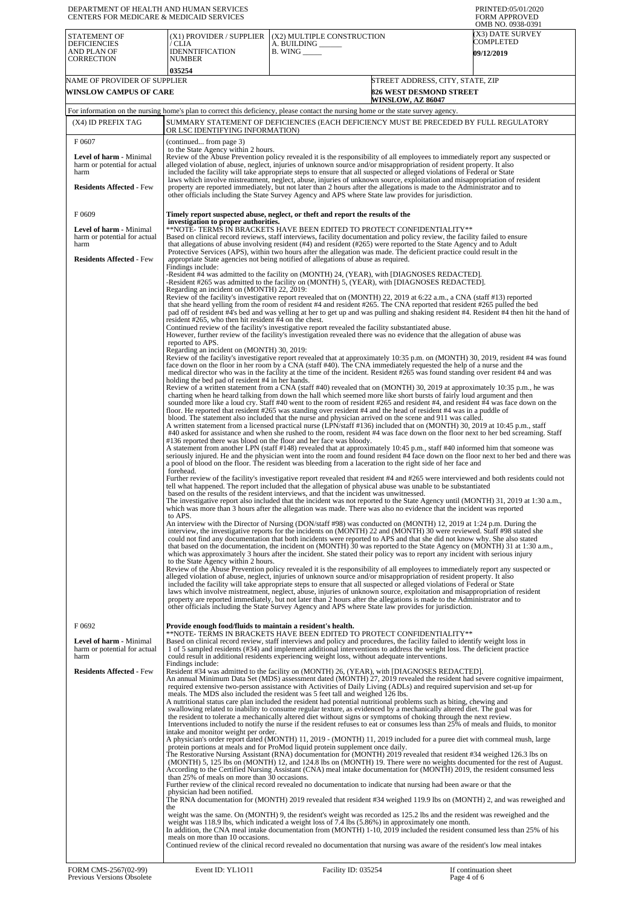DEPARTMENT OF HEALTH AND HUMAN SERVICES
CENTERS FOR MEDICARE & MEDICAID SERVICES

PRINTED:05/01/2020
FORM APPROVED
OMB NO. 0938-0391

| STATEMENT OF DEFICIENCIES AND PLAN OF CORRECTION | (X1) PROVIDER / SUPPLIER / CLIA IDENNTIFICATION NUMBER | (X2) MULTIPLE CONSTRUCTION A. BUILDING ______ B. WING _____ | (X3) DATE SURVEY COMPLETED |
|---|---|---|---|
| | 035254 | | 09/12/2019 |

| NAME OF PROVIDER OF SUPPLIER | STREET ADDRESS, CITY, STATE, ZIP |
|---|---|
| WINSLOW CAMPUS OF CARE | 826 WEST DESMOND STREET WINSLOW, AZ 86047 |

For information on the nursing home's plan to correct this deficiency, please contact the nursing home or the state survey agency.

| (X4) ID PREFIX TAG | SUMMARY STATEMENT OF DEFICIENCIES (EACH DEFICIENCY MUST BE PRECEDED BY FULL REGULATORY OR LSC IDENTIFYING INFORMATION) |
|---|---|
| F 0607<br><br>**Level of harm** - Minimal harm or potential for actual harm<br><br>**Residents Affected** - Few | (continued... from page 3)<br>to the State Agency within 2 hours.<br>Review of the Abuse Prevention policy revealed it is the responsibility of all employees to immediately report any suspected or alleged violation of abuse, neglect, injuries of unknown source and/or misappropriation of resident property. It also included the facility will take appropriate steps to ensure that all suspected or alleged violations of Federal or State laws which involve mistreatment, neglect, abuse, injuries of unknown source, exploitation and misappropriation of resident property are reported immediately, but not later than 2 hours after the allegations is made to the Administrator and to other officials including the State Survey Agency and APS where State law provides for jurisdiction. |
| F 0609<br><br>**Level of harm** - Minimal harm or potential for actual harm<br><br>**Residents Affected** - Few | **Timely report suspected abuse, neglect, or theft and report the results of the investigation to proper authorities.**<br>**NOTE- TERMS IN BRACKETS HAVE BEEN EDITED TO PROTECT CONFIDENTIALITY**<br>Based on clinical record reviews, staff interviews, facility documentation and policy review, the facility failed to ensure that allegations of abuse involving resident (#4) and resident (#265) were reported to the State Agency and to Adult Protective Services (APS), within two hours after the allegation was made. The deficient practice could result in the appropriate State agencies not being notified of allegations of abuse as required.<br>Findings include:<br>-Resident #4 was admitted to the facility on (MONTH) 24, (YEAR), with [DIAGNOSES REDACTED].<br>-Resident #265 was admitted to the facility on (MONTH) 5, (YEAR), with [DIAGNOSES REDACTED].<br>Regarding an incident on (MONTH) 22, 2019:<br>Review of the facility's investigative report revealed that on (MONTH) 22, 2019 at 6:22 a.m., a CNA (staff #13) reported that she heard yelling from the room of resident #4 and resident #265. The CNA reported that resident #265 pulled the bed pad off of resident #4's bed and was yelling at her to get up and was pulling and shaking resident #4. Resident #4 then hit the hand of resident #265, who then hit resident #4 on the chest.<br>Continued review of the facility's investigative report revealed the facility substantiated abuse.<br>However, further review of the facility's investigation revealed there was no evidence that the allegation of abuse was reported to APS.<br>Regarding an incident on (MONTH) 30, 2019:<br>Review of the facility's investigative report revealed that at approximately 10:35 p.m. on (MONTH) 30, 2019, resident #4 was found face down on the floor in her room by a CNA (staff #40). The CNA immediately requested the help of a nurse and the medical director who was in the facility at the time of the incident. Resident #265 was found standing over resident #4 and was holding the bed pad of resident #4 in her hands.<br>Review of a written statement from a CNA (staff #40) revealed that on (MONTH) 30, 2019 at approximately 10:35 p.m., he was charting when he heard talking from down the hall which seemed more like short bursts of fairly loud argument and then sounded more like a loud cry. Staff #40 went to the room of resident #265 and resident #4, and resident #4 was face down on the floor. He reported that resident #265 was standing over resident #4 and the head of resident #4 was in a puddle of blood. The statement also included that the nurse and physician arrived on the scene and 911 was called.<br>A written statement from a licensed practical nurse (LPN/staff #136) included that on (MONTH) 30, 2019 at 10:45 p.m., staff #40 asked for assistance and when she rushed to the room, resident #4 was face down on the floor next to her bed screaming. Staff #136 reported there was blood on the floor and her face was bloody.<br>A statement from another LPN (staff #148) revealed that at approximately 10:45 p.m., staff #40 informed him that someone was seriously injured. He and the physician went into the room and found resident #4 face down on the floor next to her bed and there was a pool of blood on the floor. The resident was bleeding from a laceration to the right side of her face and forehead.<br>Further review of the facility's investigative report revealed that resident #4 and #265 were interviewed and both residents could not tell what happened. The report included that the allegation of physical abuse was unable to be substantiated based on the results of the resident interviews, and that the incident was unwitnessed.<br>The investigative report also included that the incident was not reported to the State Agency until (MONTH) 31, 2019 at 1:30 a.m., which was more than 3 hours after the allegation was made. There was also no evidence that the incident was reported to APS.<br>An interview with the Director of Nursing (DON/staff #98) was conducted on (MONTH) 12, 2019 at 1:24 p.m. During the interview, the investigative reports for the incidents on (MONTH) 22 and (MONTH) 30 were reviewed. Staff #98 stated she could not find any documentation that both incidents were reported to APS and that she did not know why. She also stated that based on the documentation, the incident on (MONTH) 30 was reported to the State Agency on (MONTH) 31 at 1:30 a.m., which was approximately 3 hours after the incident. She stated their policy was to report any incident with serious injury to the State Agency within 2 hours.<br>Review of the Abuse Prevention policy revealed it is the responsibility of all employees to immediately report any suspected or alleged violation of abuse, neglect, injuries of unknown source and/or misappropriation of resident property. It also included the facility will take appropriate steps to ensure that all suspected or alleged violations of Federal or State laws which involve mistreatment, neglect, abuse, injuries of unknown source, exploitation and misappropriation of resident property are reported immediately, but not later than 2 hours after the allegations is made to the Administrator and to other officials including the State Survey Agency and APS where State law provides for jurisdiction. |
| F 0692<br><br>**Level of harm** - Minimal harm or potential for actual harm<br><br>**Residents Affected** - Few | **Provide enough food/fluids to maintain a resident's health.**<br>**NOTE- TERMS IN BRACKETS HAVE BEEN EDITED TO PROTECT CONFIDENTIALITY**<br>Based on clinical record review, staff interviews and policy and procedures, the facility failed to identify weight loss in 1 of 5 sampled residents (#34) and implement additional interventions to address the weight loss. The deficient practice could result in additional residents experiencing weight loss, without adequate interventions.<br>Findings include:<br>Resident #34 was admitted to the facility on (MONTH) 26, (YEAR), with [DIAGNOSES REDACTED].<br>An annual Minimum Data Set (MDS) assessment dated (MONTH) 27, 2019 revealed the resident had severe cognitive impairment, required extensive two-person assistance with Activities of Daily Living (ADLs) and required supervision and set-up for meals. The MDS also included the resident was 5 feet tall and weighed 126 lbs.<br>A nutritional status care plan included the resident had potential nutritional problems such as biting, chewing and swallowing related to inability to consume regular texture, as evidenced by a mechanically altered diet. The goal was for the resident to tolerate a mechanically altered diet without signs or symptoms of choking through the next review. Interventions included to notify the nurse if the resident refuses to eat or consumes less than 25% of meals and fluids, to monitor intake and monitor weight per order.<br>A physician's order report dated (MONTH) 11, 2019 - (MONTH) 11, 2019 included for a puree diet with cornmeal mush, large protein portions at meals and for ProMod liquid protein supplement once daily.<br>The Restorative Nursing Assistant (RNA) documentation for (MONTH) 2019 revealed that resident #34 weighed 126.3 lbs on (MONTH) 5, 125 lbs on (MONTH) 12, and 124.8 lbs on (MONTH) 19. There were no weights documented for the rest of August. According to the Certified Nursing Assistant (CNA) meal intake documentation for (MONTH) 2019, the resident consumed less than 25% of meals on more than 30 occasions.<br>Further review of the clinical record revealed no documentation to indicate that nursing had been aware or that the physician had been notified.<br>The RNA documentation for (MONTH) 2019 revealed that resident #34 weighed 119.9 lbs on (MONTH) 2, and was reweighed and the weight was the same. On (MONTH) 9, the resident's weight was recorded as 125.2 lbs and the resident was reweighed and the weight was 118.9 lbs, which indicated a weight loss of 7.4 lbs (5.86%) in approximately one month.<br>In addition, the CNA meal intake documentation from (MONTH) 1-10, 2019 included the resident consumed less than 25% of his meals on more than 10 occasions.<br>Continued review of the clinical record revealed no documentation that nursing was aware of the resident's low meal intakes |

FORM CMS-2567(02-99) Previous Versions Obsolete | Event ID: YL1O11 | Facility ID: 035254 | If continuation sheet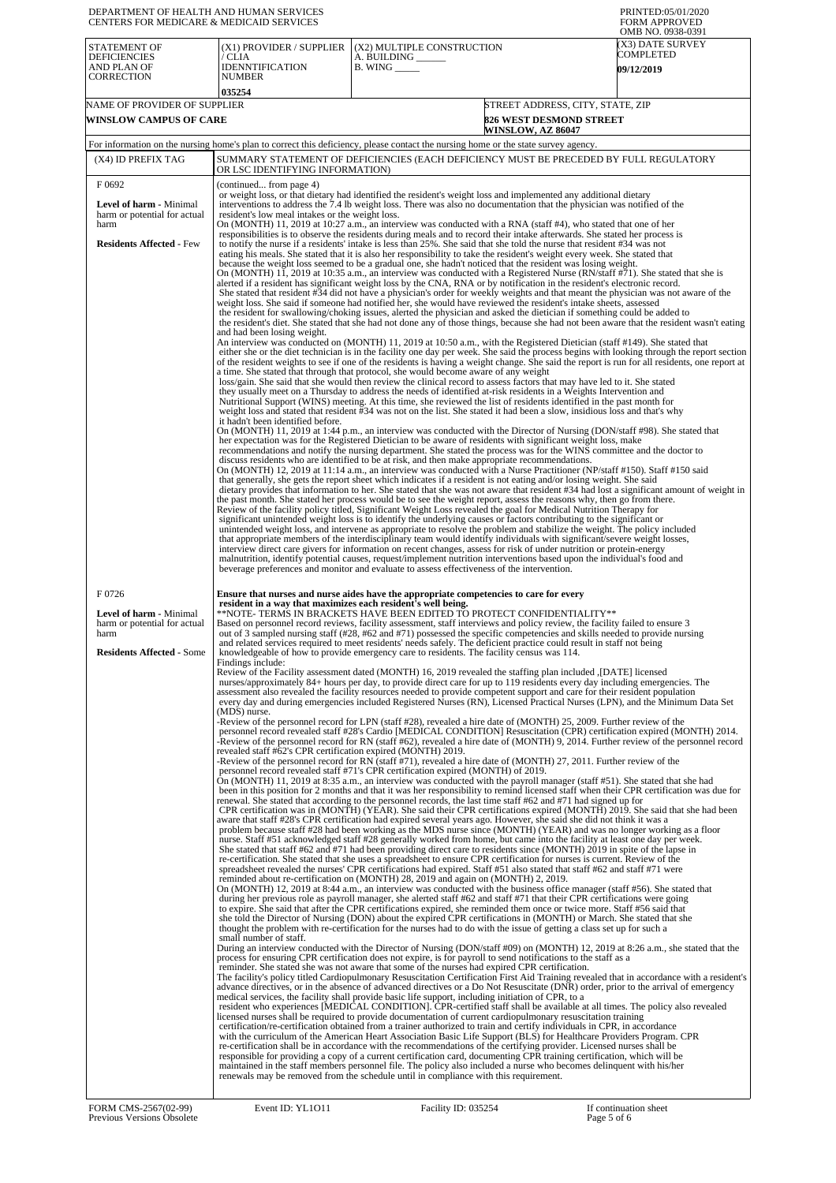DEPARTMENT OF HEALTH AND HUMAN SERVICES
CENTERS FOR MEDICARE & MEDICAID SERVICES

PRINTED:05/01/2020
FORM APPROVED
OMB NO. 0938-0391

| STATEMENT OF DEFICIENCIES AND PLAN OF CORRECTION | (X1) PROVIDER / SUPPLIER / CLIA IDENNTIFICATION NUMBER | (X2) MULTIPLE CONSTRUCTION A. BUILDING ______ B. WING _____ | (X3) DATE SURVEY COMPLETED |
|---|---|---|---|
| | 035254 | | 09/12/2019 |

| NAME OF PROVIDER OF SUPPLIER | STREET ADDRESS, CITY, STATE, ZIP |
|---|---|
| WINSLOW CAMPUS OF CARE | 826 WEST DESMOND STREET WINSLOW, AZ 86047 |

For information on the nursing home's plan to correct this deficiency, please contact the nursing home or the state survey agency.

| (X4) ID PREFIX TAG | SUMMARY STATEMENT OF DEFICIENCIES (EACH DEFICIENCY MUST BE PRECEDED BY FULL REGULATORY OR LSC IDENTIFYING INFORMATION) |
|---|---|
| F 0692<br><br>**Level of harm** - Minimal harm or potential for actual harm<br><br>**Residents Affected** - Few | (continued... from page 4)<br>or weight loss, or that dietary had identified the resident's weight loss and implemented any additional dietary interventions to address the 7.4 lb weight loss. There was also no documentation that the physician was notified of the resident's low meal intakes or the weight loss.<br>On (MONTH) 11, 2019 at 10:27 a.m., an interview was conducted with a RNA (staff #4), who stated that one of her responsibilities is to observe the residents during meals and to record their intake afterwards. She stated her process is to notify the nurse if a residents' intake is less than 25%. She said that she told the nurse that resident #34 was not eating his meals. She stated that it is also her responsibility to take the resident's weight every week. She stated that because the weight loss seemed to be a gradual one, she hadn't noticed that the resident was losing weight.<br>On (MONTH) 11, 2019 at 10:35 a.m., an interview was conducted with a Registered Nurse (RN/staff #71). She stated that she is alerted if a resident has significant weight loss by the CNA, RNA or by notification in the resident's electronic record. She stated that resident #34 did not have a physician's order for weekly weights and that meant the physician was not aware of the weight loss. She said if someone had notified her, she would have reviewed the resident's intake sheets, assessed the resident for swallowing/choking issues, alerted the physician and asked the dietician if something could be added to the resident's diet. She stated that she had not done any of those things, because she had not been aware that the resident wasn't eating and had been losing weight.<br>An interview was conducted on (MONTH) 11, 2019 at 10:50 a.m., with the Registered Dietician (staff #149). She stated that either she or the diet technician is in the facility one day per week. She said the process begins with looking through the report section of the resident weights to see if one of the residents is having a weight change. She said the report is run for all residents, one report at a time. She stated that through that protocol, she would become aware of any weight loss/gain. She said that she would then review the clinical record to assess factors that may have led to it. She stated they usually meet on a Thursday to address the needs of identified at-risk residents in a Weights Intervention and Nutritional Support (WINS) meeting. At this time, she reviewed the list of residents identified in the past month for weight loss and stated that resident #34 was not on the list. She stated it had been a slow, insidious loss and that's why it hadn't been identified before.<br>On (MONTH) 11, 2019 at 1:44 p.m., an interview was conducted with the Director of Nursing (DON/staff #98). She stated that her expectation was for the Registered Dietician to be aware of residents with significant weight loss, make recommendations and notify the nursing department. She stated the process was for the WINS committee and the doctor to discuss residents who are identified to be at risk, and then make appropriate recommendations.<br>On (MONTH) 12, 2019 at 11:14 a.m., an interview was conducted with a Nurse Practitioner (NP/staff #150). Staff #150 said that generally, she gets the report sheet which indicates if a resident is not eating and/or losing weight. She said dietary provides that information to her. She stated that she was not aware that resident #34 had lost a significant amount of weight in the past month. She stated her process would be to see the weight report, assess the reasons why, then go from there.<br>Review of the facility policy titled, Significant Weight Loss revealed the goal for Medical Nutrition Therapy for significant unintended weight loss is to identify the underlying causes or factors contributing to the significant or unintended weight loss, and intervene as appropriate to resolve the problem and stabilize the weight. The policy included that appropriate members of the interdisciplinary team would identify individuals with significant/severe weight losses, interview direct care givers for information on recent changes, assess for risk of under nutrition or protein-energy malnutrition, identify potential causes, request/implement nutrition interventions based upon the individual's food and beverage preferences and monitor and evaluate to assess effectiveness of the intervention. |
| F 0726<br><br>**Level of harm** - Minimal harm or potential for actual harm<br><br>**Residents Affected** - Some | **Ensure that nurses and nurse aides have the appropriate competencies to care for every resident in a way that maximizes each resident's well being.**<br>**NOTE- TERMS IN BRACKETS HAVE BEEN EDITED TO PROTECT CONFIDENTIALITY**<br>Based on personnel record reviews, facility assessment, staff interviews and policy review, the facility failed to ensure 3 out of 3 sampled nursing staff (#28, #62 and #71) possessed the specific competencies and skills needed to provide nursing and related services required to meet residents' needs safely. The deficient practice could result in staff not being knowledgeable of how to provide emergency care to residents. The facility census was 114.<br>Findings include:<br>Review of the Facility assessment dated (MONTH) 16, 2019 revealed the staffing plan included ,[DATE] licensed nurses/approximately 84+ hours per day, to provide direct care for up to 119 residents every day including emergencies. The assessment also revealed the facility resources needed to provide competent support and care for their resident population every day and during emergencies included Registered Nurses (RN), Licensed Practical Nurses (LPN), and the Minimum Data Set (MDS) nurse.<br>-Review of the personnel record for LPN (staff #28), revealed a hire date of (MONTH) 25, 2009. Further review of the personnel record revealed staff #28's Cardio [MEDICAL CONDITION] Resuscitation (CPR) certification expired (MONTH) 2014.<br>-Review of the personnel record for RN (staff #62), revealed a hire date of (MONTH) 9, 2014. Further review of the personnel record revealed staff #62's CPR certification expired (MONTH) 2019.<br>-Review of the personnel record for RN (staff #71), revealed a hire date of (MONTH) 27, 2011. Further review of the personnel record revealed staff #71's CPR certification expired (MONTH) of 2019.<br>On (MONTH) 11, 2019 at 8:35 a.m., an interview was conducted with the payroll manager (staff #51). She stated that she had been in this position for 2 months and that it was her responsibility to remind licensed staff when their CPR certification was due for renewal. She stated that according to the personnel records, the last time staff #62 and #71 had signed up for CPR certification was in (MONTH) (YEAR). She said their CPR certifications expired (MONTH) 2019. She said that she had been aware that staff #28's CPR certification had expired several years ago. However, she said she did not think it was a problem because staff #28 had been working as the MDS nurse since (MONTH) (YEAR) and was no longer working as a floor nurse. Staff #51 acknowledged staff #28 generally worked from home, but came into the facility at least one day per week. She stated that staff #62 and #71 had been providing direct care to residents since (MONTH) 2019 in spite of the lapse in re-certification. She stated that she uses a spreadsheet to ensure CPR certification for nurses is current. Review of the spreadsheet revealed the nurses' CPR certifications had expired. Staff #51 also stated that staff #62 and staff #71 were reminded about re-certification on (MONTH) 28, 2019 and again on (MONTH) 2, 2019.<br>On (MONTH) 12, 2019 at 8:44 a.m., an interview was conducted with the business office manager (staff #56). She stated that during her previous role as payroll manager, she alerted staff #62 and staff #71 that their CPR certifications were going to expire. She said that after the CPR certifications expired, she reminded them once or twice more. Staff #56 said that she told the Director of Nursing (DON) about the expired CPR certifications in (MONTH) or March. She stated that she thought the problem with re-certification for the nurses had to do with the issue of getting a class set up for such a small number of staff.<br>During an interview conducted with the Director of Nursing (DON/staff #09) on (MONTH) 12, 2019 at 8:26 a.m., she stated that the process for ensuring CPR certification does not expire, is for payroll to send notifications to the staff as a reminder. She stated she was not aware that some of the nurses had expired CPR certification.<br>The facility's policy titled Cardiopulmonary Resuscitation Certification First Aid Training revealed that in accordance with a resident's advance directives, or in the absence of advanced directives or a Do Not Resuscitate (DNR) order, prior to the arrival of emergency medical services, the facility shall provide basic life support, including initiation of CPR, to a resident who experiences [MEDICAL CONDITION]. CPR-certified staff shall be available at all times. The policy also revealed licensed nurses shall be required to provide documentation of current cardiopulmonary resuscitation training certification/re-certification obtained from a trainer authorized to train and certify individuals in CPR, in accordance with the curriculum of the American Heart Association Basic Life Support (BLS) for Healthcare Providers Program. CPR re-certification shall be in accordance with the recommendations of the certifying provider. Licensed nurses shall be responsible for providing a copy of a current certification card, documenting CPR training certification, which will be maintained in the staff members personnel file. The policy also included a nurse who becomes delinquent with his/her renewals may be removed from the schedule until in compliance with this requirement. |

FORM CMS-2567(02-99) Previous Versions Obsolete | Event ID: YL1O11 | Facility ID: 035254 | If continuation sheet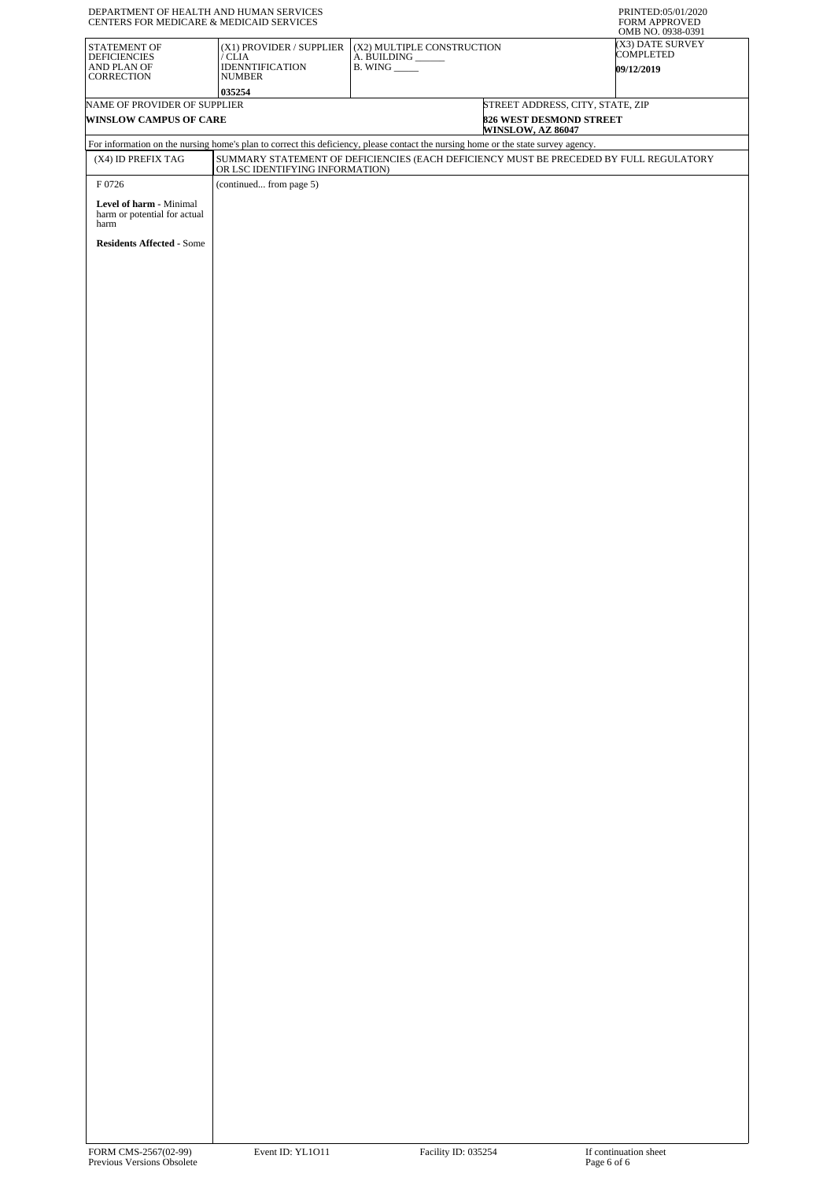DEPARTMENT OF HEALTH AND HUMAN SERVICES
CENTERS FOR MEDICARE & MEDICAID SERVICES

PRINTED:05/01/2020
FORM APPROVED
OMB NO. 0938-0391

| STATEMENT OF DEFICIENCIES AND PLAN OF CORRECTION | (X1) PROVIDER / SUPPLIER / CLIA IDENNTIFICATION NUMBER | (X2) MULTIPLE CONSTRUCTION | (X3) DATE SURVEY COMPLETED |
|---|---|---|---|
| | **035254** | A. BUILDING ______ B. WING _____ | **09/12/2019** |

| NAME OF PROVIDER OF SUPPLIER | STREET ADDRESS, CITY, STATE, ZIP |
|---|---|
| **WINSLOW CAMPUS OF CARE** | **826 WEST DESMOND STREET WINSLOW, AZ 86047** |

For information on the nursing home's plan to correct this deficiency, please contact the nursing home or the state survey agency.

| (X4) ID PREFIX TAG | SUMMARY STATEMENT OF DEFICIENCIES (EACH DEFICIENCY MUST BE PRECEDED BY FULL REGULATORY OR LSC IDENTIFYING INFORMATION) |
|---|---|
| F 0726<br><br>**Level of harm -** Minimal harm or potential for actual harm<br><br>**Residents Affected -** Some | (continued... from page 5) |

FORM CMS-2567(02-99) Previous Versions Obsolete | Event ID: YL1O11 | Facility ID: 035254 | If continuation sheet